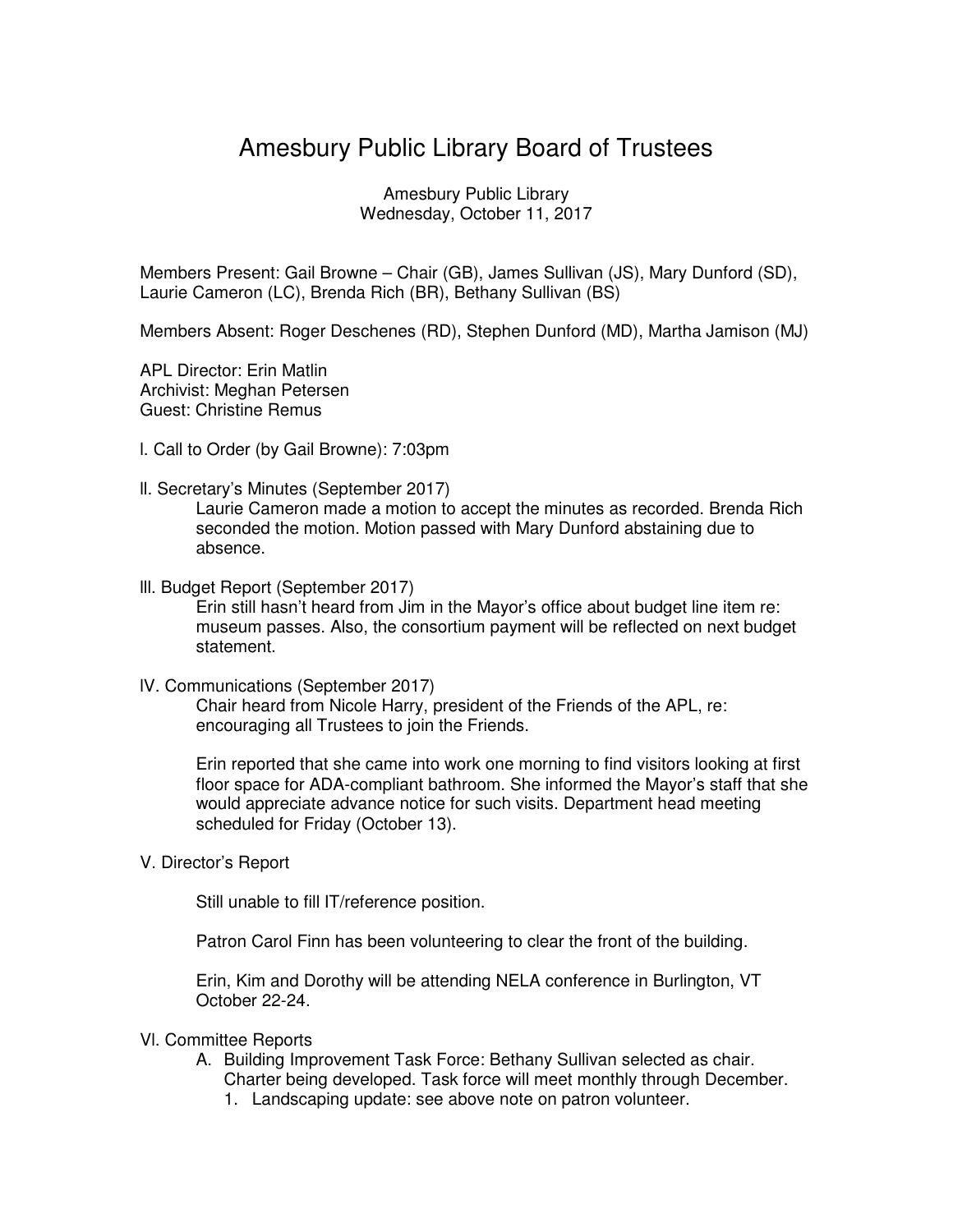# Amesbury Public Library Board of Trustees

Amesbury Public Library
Wednesday, October 11, 2017

Members Present: Gail Browne – Chair (GB), James Sullivan (JS), Mary Dunford (SD), Laurie Cameron (LC), Brenda Rich (BR), Bethany Sullivan (BS)

Members Absent: Roger Deschenes (RD), Stephen Dunford (MD), Martha Jamison (MJ)

APL Director: Erin Matlin
Archivist: Meghan Petersen
Guest: Christine Remus

I. Call to Order (by Gail Browne): 7:03pm

II. Secretary's Minutes (September 2017)

Laurie Cameron made a motion to accept the minutes as recorded. Brenda Rich seconded the motion. Motion passed with Mary Dunford abstaining due to absence.

III. Budget Report (September 2017)

Erin still hasn't heard from Jim in the Mayor's office about budget line item re: museum passes. Also, the consortium payment will be reflected on next budget statement.

IV. Communications (September 2017)

Chair heard from Nicole Harry, president of the Friends of the APL, re: encouraging all Trustees to join the Friends.

Erin reported that she came into work one morning to find visitors looking at first floor space for ADA-compliant bathroom. She informed the Mayor's staff that she would appreciate advance notice for such visits. Department head meeting scheduled for Friday (October 13).

V. Director's Report

Still unable to fill IT/reference position.

Patron Carol Finn has been volunteering to clear the front of the building.

Erin, Kim and Dorothy will be attending NELA conference in Burlington, VT October 22-24.

VI. Committee Reports

A. Building Improvement Task Force: Bethany Sullivan selected as chair. Charter being developed. Task force will meet monthly through December.
   1. Landscaping update: see above note on patron volunteer.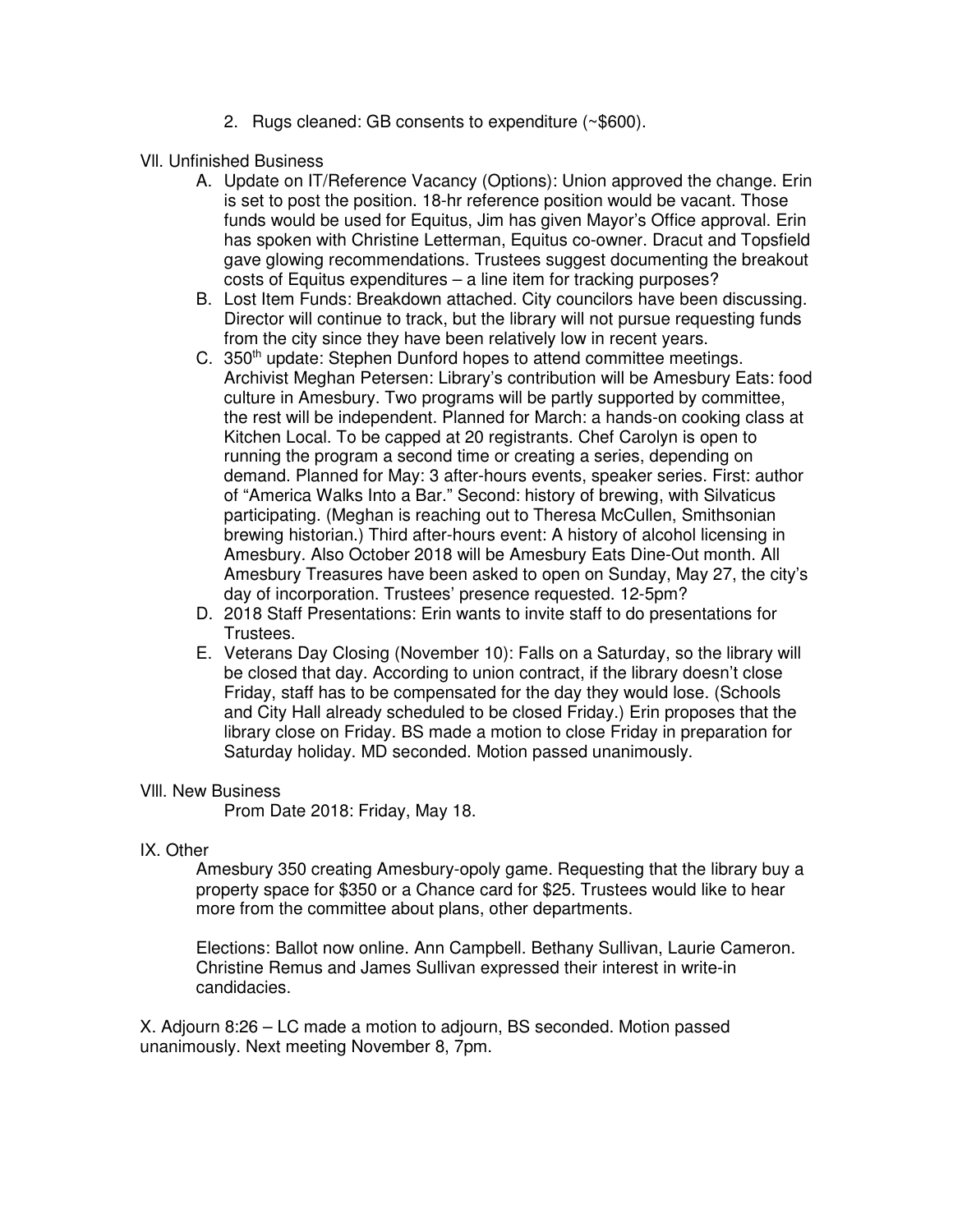2. Rugs cleaned: GB consents to expenditure (~$600).

VII. Unfinished Business

A. Update on IT/Reference Vacancy (Options): Union approved the change. Erin is set to post the position. 18-hr reference position would be vacant. Those funds would be used for Equitus, Jim has given Mayor's Office approval. Erin has spoken with Christine Letterman, Equitus co-owner. Dracut and Topsfield gave glowing recommendations. Trustees suggest documenting the breakout costs of Equitus expenditures – a line item for tracking purposes?

B. Lost Item Funds: Breakdown attached. City councilors have been discussing. Director will continue to track, but the library will not pursue requesting funds from the city since they have been relatively low in recent years.

C. 350th update: Stephen Dunford hopes to attend committee meetings. Archivist Meghan Petersen: Library's contribution will be Amesbury Eats: food culture in Amesbury. Two programs will be partly supported by committee, the rest will be independent. Planned for March: a hands-on cooking class at Kitchen Local. To be capped at 20 registrants. Chef Carolyn is open to running the program a second time or creating a series, depending on demand. Planned for May: 3 after-hours events, speaker series. First: author of "America Walks Into a Bar." Second: history of brewing, with Silvaticus participating. (Meghan is reaching out to Theresa McCullen, Smithsonian brewing historian.) Third after-hours event: A history of alcohol licensing in Amesbury. Also October 2018 will be Amesbury Eats Dine-Out month. All Amesbury Treasures have been asked to open on Sunday, May 27, the city's day of incorporation. Trustees' presence requested. 12-5pm?

D. 2018 Staff Presentations: Erin wants to invite staff to do presentations for Trustees.

E. Veterans Day Closing (November 10): Falls on a Saturday, so the library will be closed that day. According to union contract, if the library doesn't close Friday, staff has to be compensated for the day they would lose. (Schools and City Hall already scheduled to be closed Friday.) Erin proposes that the library close on Friday. BS made a motion to close Friday in preparation for Saturday holiday. MD seconded. Motion passed unanimously.

VIII. New Business

Prom Date 2018: Friday, May 18.

IX. Other

Amesbury 350 creating Amesbury-opoly game. Requesting that the library buy a property space for $350 or a Chance card for $25. Trustees would like to hear more from the committee about plans, other departments.

Elections: Ballot now online. Ann Campbell. Bethany Sullivan, Laurie Cameron. Christine Remus and James Sullivan expressed their interest in write-in candidacies.

X. Adjourn 8:26 – LC made a motion to adjourn, BS seconded. Motion passed unanimously. Next meeting November 8, 7pm.